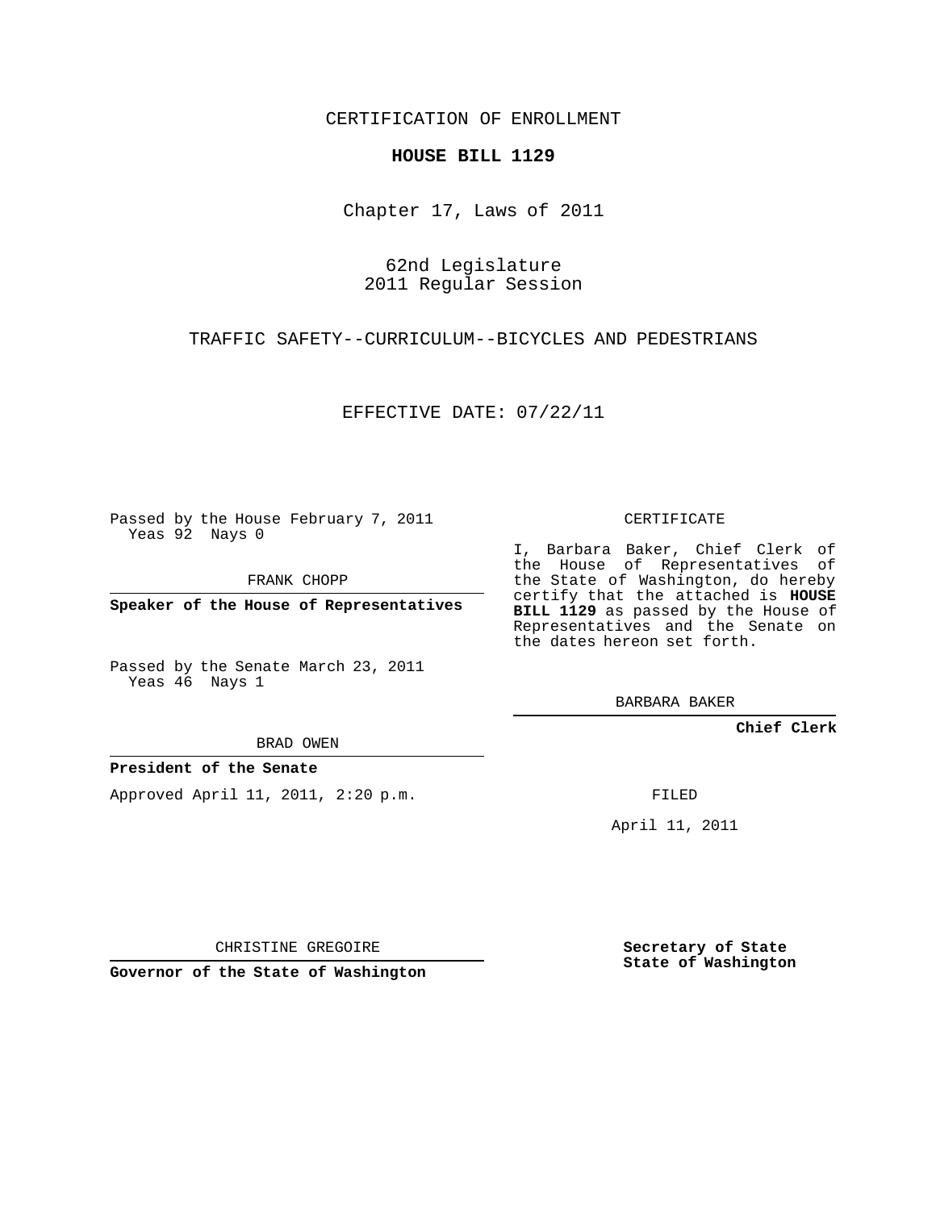CERTIFICATION OF ENROLLMENT

**HOUSE BILL 1129**

Chapter 17, Laws of 2011

62nd Legislature
2011 Regular Session

TRAFFIC SAFETY--CURRICULUM--BICYCLES AND PEDESTRIANS

EFFECTIVE DATE: 07/22/11

Passed by the House February 7, 2011
Yeas 92 Nays 0

FRANK CHOPP

**Speaker of the House of Representatives**

Passed by the Senate March 23, 2011
Yeas 46 Nays 1

BRAD OWEN

**President of the Senate**

Approved April 11, 2011, 2:20 p.m.

CHRISTINE GREGOIRE

**Governor of the State of Washington**

CERTIFICATE

I, Barbara Baker, Chief Clerk of the House of Representatives of the State of Washington, do hereby certify that the attached is **HOUSE BILL 1129** as passed by the House of Representatives and the Senate on the dates hereon set forth.

BARBARA BAKER

**Chief Clerk**

FILED

April 11, 2011

**Secretary of State**
**State of Washington**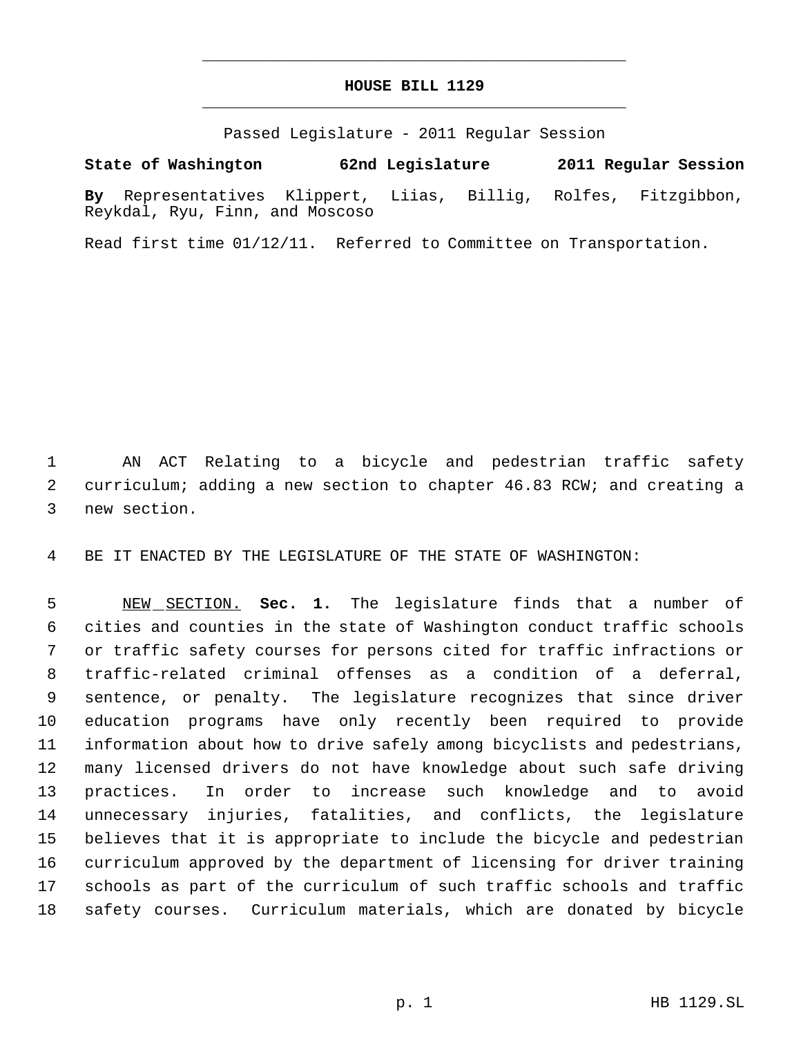# HOUSE BILL 1129

Passed Legislature - 2011 Regular Session

**State of Washington 62nd Legislature 2011 Regular Session**

**By** Representatives Klippert, Liias, Billig, Rolfes, Fitzgibbon, Reykdal, Ryu, Finn, and Moscoso

Read first time 01/12/11. Referred to Committee on Transportation.

AN ACT Relating to a bicycle and pedestrian traffic safety curriculum; adding a new section to chapter 46.83 RCW; and creating a new section.

BE IT ENACTED BY THE LEGISLATURE OF THE STATE OF WASHINGTON:

NEW SECTION. **Sec. 1.** The legislature finds that a number of cities and counties in the state of Washington conduct traffic schools or traffic safety courses for persons cited for traffic infractions or traffic-related criminal offenses as a condition of a deferral, sentence, or penalty. The legislature recognizes that since driver education programs have only recently been required to provide information about how to drive safely among bicyclists and pedestrians, many licensed drivers do not have knowledge about such safe driving practices. In order to increase such knowledge and to avoid unnecessary injuries, fatalities, and conflicts, the legislature believes that it is appropriate to include the bicycle and pedestrian curriculum approved by the department of licensing for driver training schools as part of the curriculum of such traffic schools and traffic safety courses. Curriculum materials, which are donated by bicycle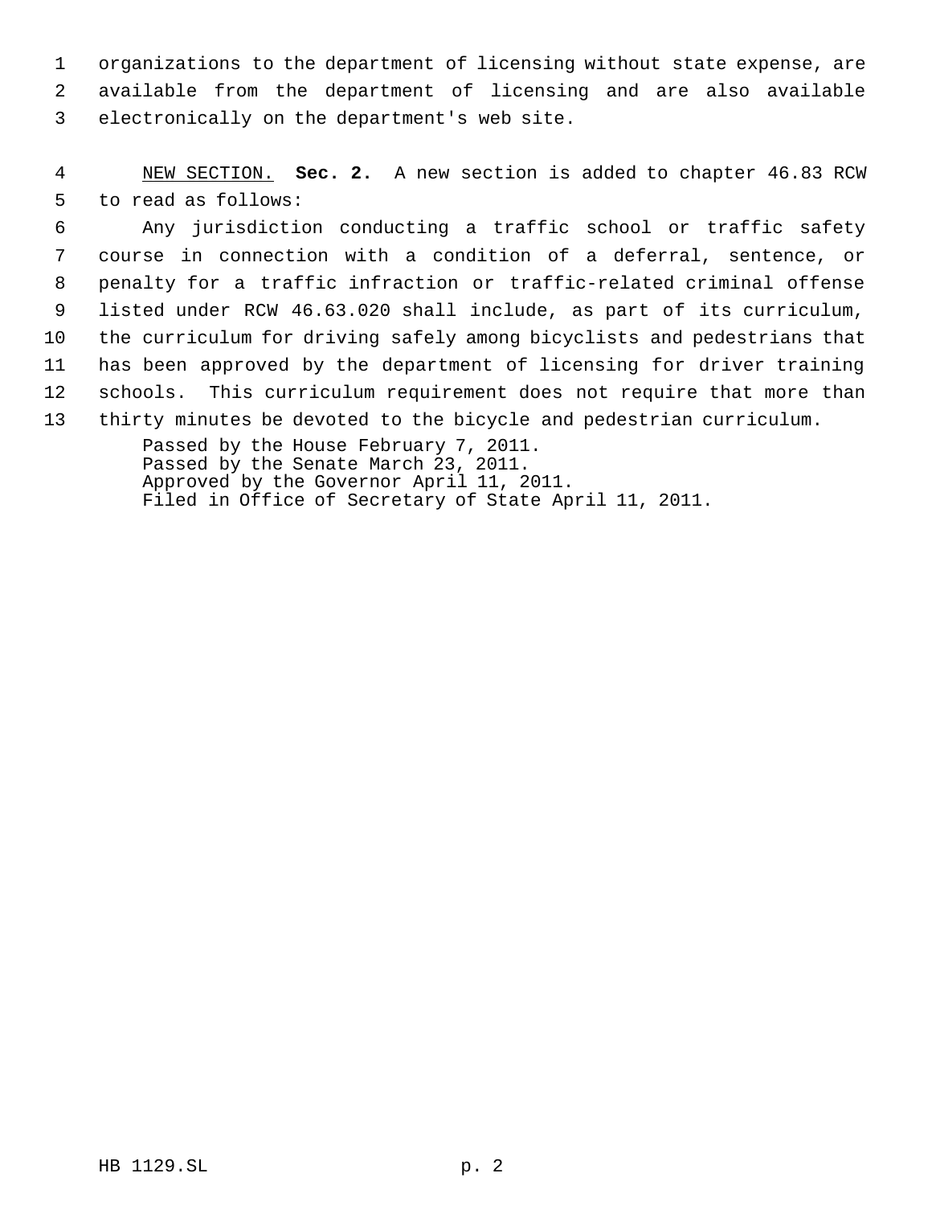organizations to the department of licensing without state expense, are available from the department of licensing and are also available electronically on the department's web site.

NEW SECTION. **Sec. 2.** A new section is added to chapter 46.83 RCW to read as follows:

Any jurisdiction conducting a traffic school or traffic safety course in connection with a condition of a deferral, sentence, or penalty for a traffic infraction or traffic-related criminal offense listed under RCW 46.63.020 shall include, as part of its curriculum, the curriculum for driving safely among bicyclists and pedestrians that has been approved by the department of licensing for driver training schools. This curriculum requirement does not require that more than thirty minutes be devoted to the bicycle and pedestrian curriculum.

Passed by the House February 7, 2011.
Passed by the Senate March 23, 2011.
Approved by the Governor April 11, 2011.
Filed in Office of Secretary of State April 11, 2011.